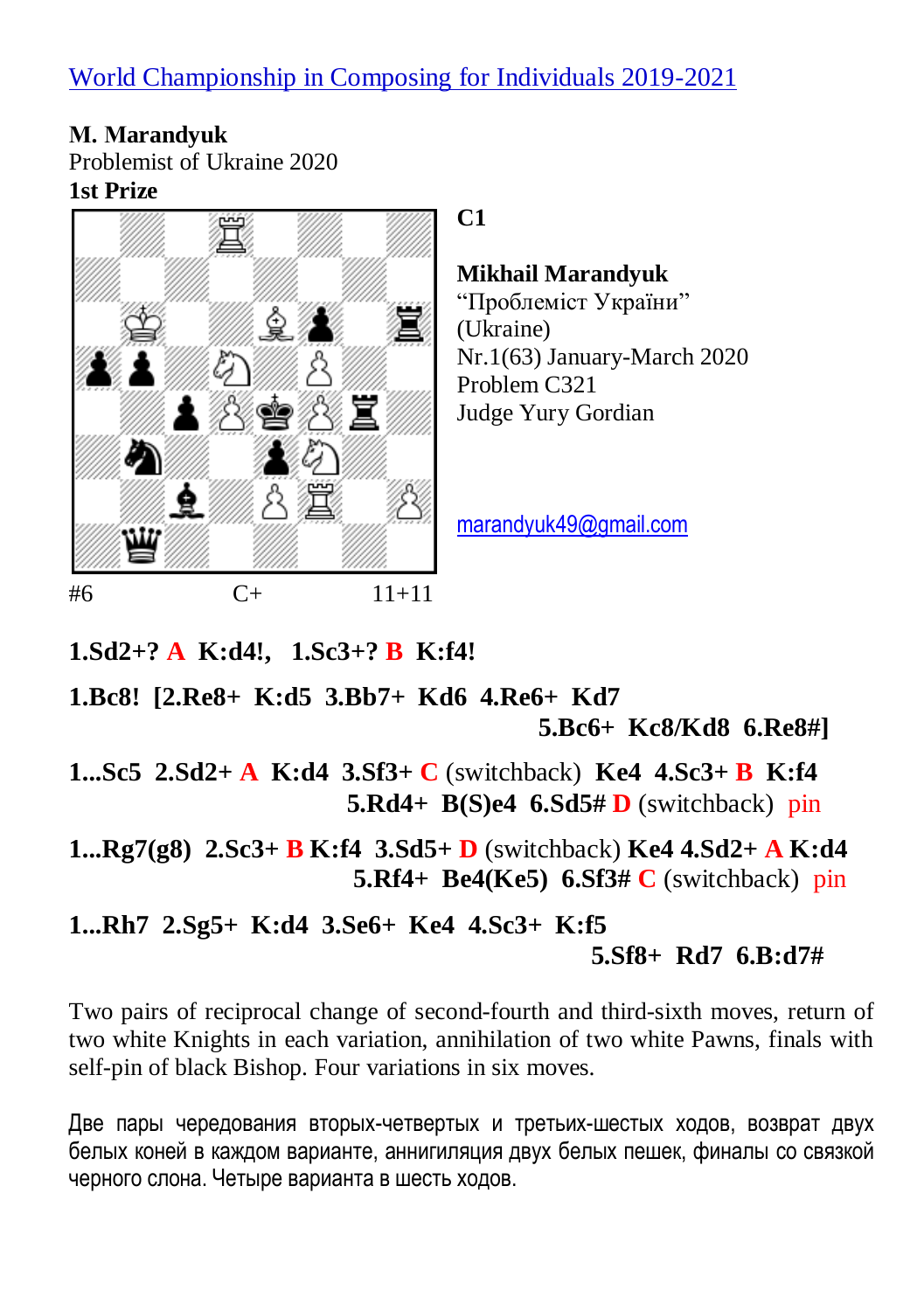[World Championship in Composing for Individuals 2019-2021]

**M. Marandyuk**
Problemist of Ukraine 2020
**1st Prize**

**C1**

**Mikhail Marandyuk**
“Проблеміст України”
(Ukraine)
Nr.1(63) January-March 2020
Problem C321
Judge Yury Gordian

marandyuk49@gmail.com

#6 C+ 11+11

**1.Sd2+? A K:d4!, 1.Sc3+? B K:f4!**

**1.Bc8! [2.Re8+ K:d5 3.Bb7+ Kd6 4.Re6+ Kd7 5.Bc6+ Kc8/Kd8 6.Re8#]**

**1...Sc5 2.Sd2+ A K:d4 3.Sf3+ C** (switchback) **Ke4 4.Sc3+ B K:f4 5.Rd4+ B(S)e4 6.Sd5# D** (switchback) pin

**1...Rg7(g8) 2.Sc3+ B K:f4 3.Sd5+ D** (switchback) **Ke4 4.Sd2+ A K:d4 5.Rf4+ Be4(Ke5) 6.Sf3# C** (switchback) pin

**1...Rh7 2.Sg5+ K:d4 3.Se6+ Ke4 4.Sc3+ K:f5 5.Sf8+ Rd7 6.B:d7#**

Two pairs of reciprocal change of second-fourth and third-sixth moves, return of two white Knights in each variation, annihilation of two white Pawns, finals with self-pin of black Bishop. Four variations in six moves.

Две пары чередования вторых-четвертых и третьих-шестых ходов, возврат двух белых коней в каждом варианте, аннигиляция двух белых пешек, финалы со связкой черного слона. Четыре варианта в шесть ходов.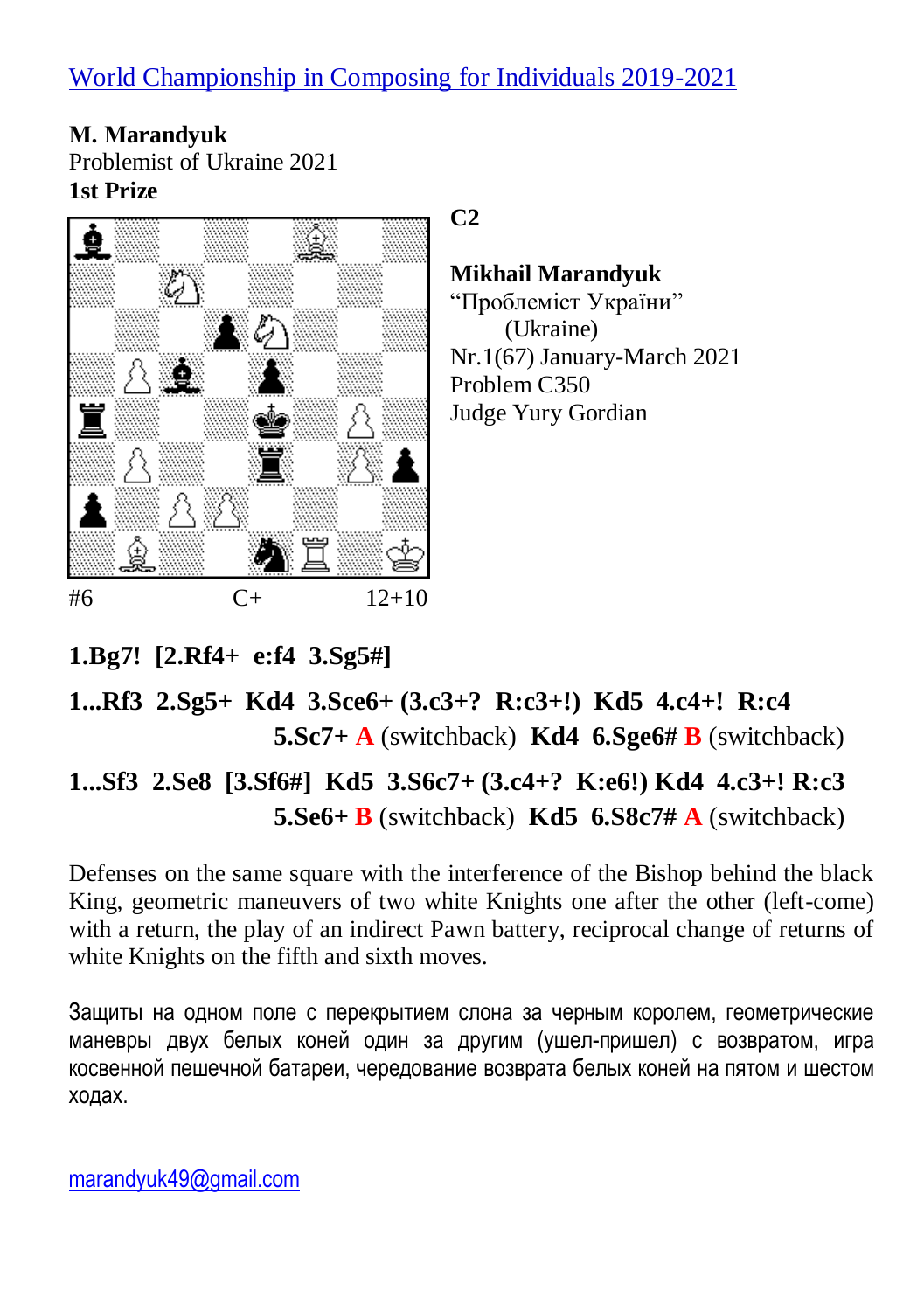[World Championship in Composing for Individuals 2019-2021](#)

**M. Marandyuk**
Problemist of Ukraine 2021
**1st Prize**

**C2**

**Mikhail Marandyuk**
“Проблеміст України”
(Ukraine)
Nr.1(67) January-March 2021
Problem C350
Judge Yury Gordian

#6 C+ 12+10

**1.Bg7! [2.Rf4+ e:f4 3.Sg5#]**

**1...Rf3 2.Sg5+ Kd4 3.Sce6+ (3.c3+? R:c3+!) Kd5 4.c4+! R:c4 5.Sc7+ A** (switchback) **Kd4 6.Sge6# B** (switchback)

**1...Sf3 2.Se8 [3.Sf6#] Kd5 3.S6c7+ (3.c4+? K:e6!) Kd4 4.c3+! R:c3 5.Se6+ B** (switchback) **Kd5 6.S8c7# A** (switchback)

Defenses on the same square with the interference of the Bishop behind the black King, geometric maneuvers of two white Knights one after the other (left-come) with a return, the play of an indirect Pawn battery, reciprocal change of returns of white Knights on the fifth and sixth moves.

Защиты на одном поле с перекрытием слона за черным королем, геометрические маневры двух белых коней один за другим (ушел-пришел) с возвратом, игра косвенной пешечной батареи, чередование возврата белых коней на пятом и шестом ходах.

[marandyuk49@gmail.com](mailto:marandyuk49@gmail.com)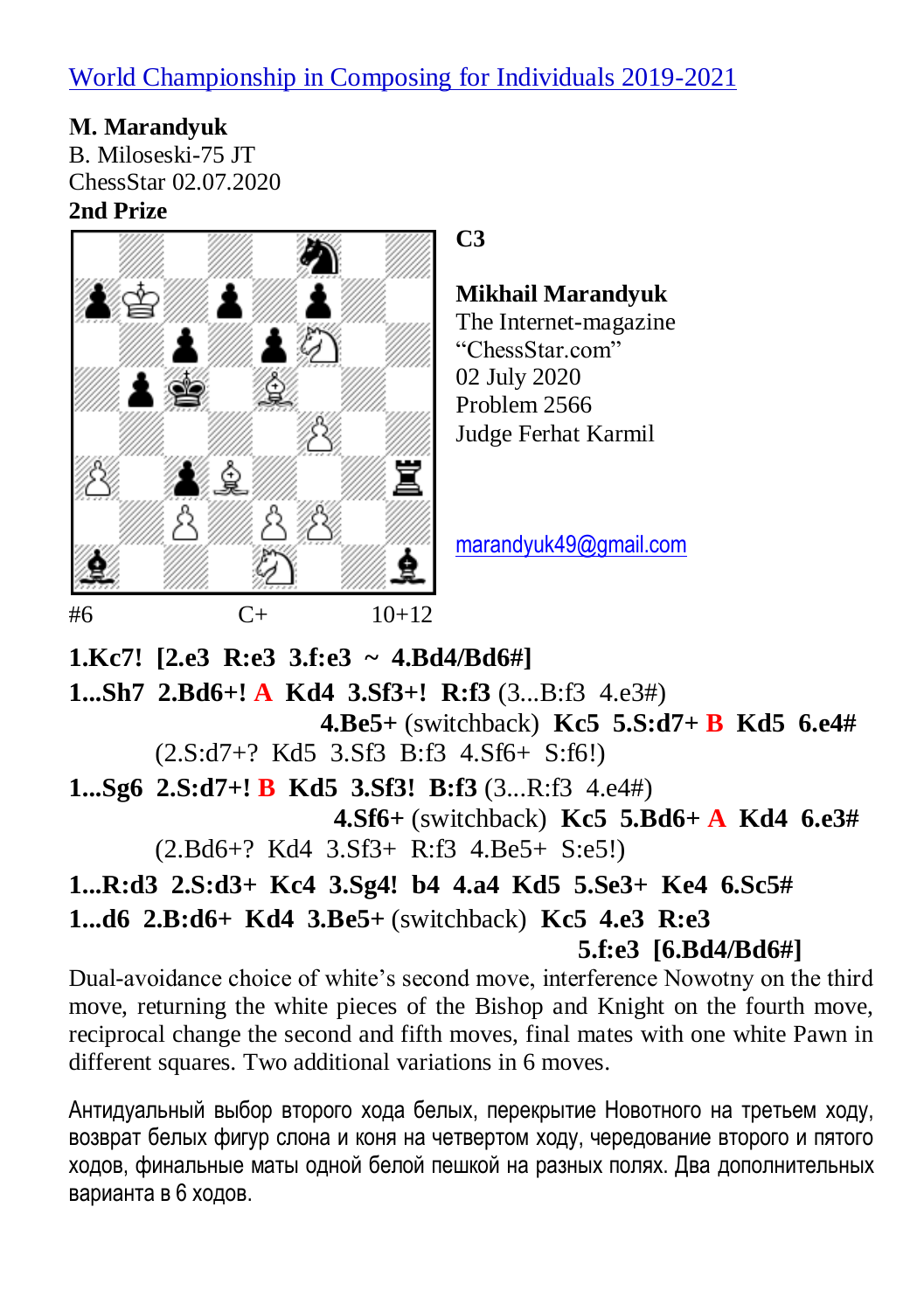[World Championship in Composing for Individuals 2019-2021](#)

**M. Marandyuk**
B. Miloseski-75 JT
ChessStar 02.07.2020
**2nd Prize**

**C3**

**Mikhail Marandyuk**
The Internet-magazine "ChessStar.com"
02 July 2020
Problem 2566
Judge Ferhat Karmil

marandyuk49@gmail.com

#6 C+ 10+12

**1.Kc7! [2.e3 R:e3 3.f:e3 ~ 4.Bd4/Bd6#]**

**1...Sh7 2.Bd6+! A Kd4 3.Sf3+! R:f3** (3...B:f3 4.e3#)
**4.Be5+** (switchback) **Kc5 5.S:d7+ B Kd5 6.e4#**
(2.S:d7+? Kd5 3.Sf3 B:f3 4.Sf6+ S:f6!)

**1...Sg6 2.S:d7+! B Kd5 3.Sf3! B:f3** (3...R:f3 4.e4#)
**4.Sf6+** (switchback) **Kc5 5.Bd6+ A Kd4 6.e3#**
(2.Bd6+? Kd4 3.Sf3+ R:f3 4.Be5+ S:e5!)

**1...R:d3 2.S:d3+ Kc4 3.Sg4! b4 4.a4 Kd5 5.Se3+ Ke4 6.Sc5#**

**1...d6 2.B:d6+ Kd4 3.Be5+** (switchback) **Kc5 4.e3 R:e3**
**5.f:e3 [6.Bd4/Bd6#]**

Dual-avoidance choice of white's second move, interference Nowotny on the third move, returning the white pieces of the Bishop and Knight on the fourth move, reciprocal change the second and fifth moves, final mates with one white Pawn in different squares. Two additional variations in 6 moves.

Антидуальный выбор второго хода белых, перекрытие Новотного на третьем ходу, возврат белых фигур слона и коня на четвертом ходу, чередование второго и пятого ходов, финальные маты одной белой пешкой на разных полях. Два дополнительных варианта в 6 ходов.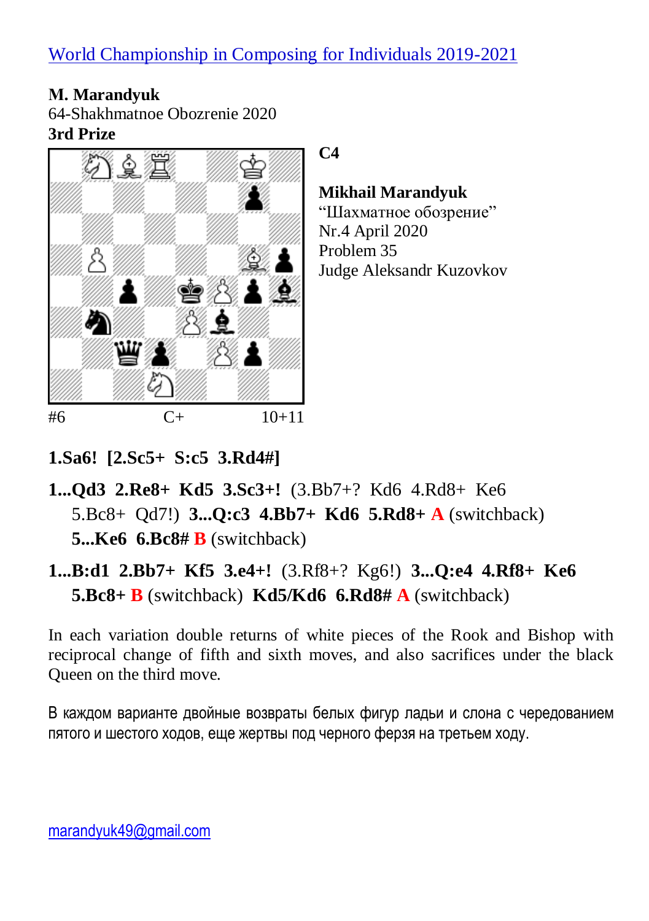World Championship in Composing for Individuals 2019-2021

**M. Marandyuk**
64-Shakhmatnoe Obozrenie 2020
**3rd Prize**

**C4**

**Mikhail Marandyuk**
“Шахматное обозрение”
Nr.4 April 2020
Problem 35
Judge Aleksandr Kuzovkov

#6 C+ 10+11

**1.Sa6! [2.Sc5+ S:c5 3.Rd4#]**

**1...Qd3 2.Re8+ Kd5 3.Sc3+!** (3.Bb7+? Kd6 4.Rd8+ Ke6 5.Bc8+ Qd7!) **3...Q:c3 4.Bb7+ Kd6 5.Rd8+ A** (switchback) **5...Ke6 6.Bc8# B** (switchback)

**1...B:d1 2.Bb7+ Kf5 3.e4+!** (3.Rf8+? Kg6!) **3...Q:e4 4.Rf8+ Ke6 5.Bc8+ B** (switchback) **Kd5/Kd6 6.Rd8# A** (switchback)

In each variation double returns of white pieces of the Rook and Bishop with reciprocal change of fifth and sixth moves, and also sacrifices under the black Queen on the third move.

В каждом варианте двойные возвраты белых фигур ладьи и слона с чередованием пятого и шестого ходов, еще жертвы под черного ферзя на третьем ходу.

marandyuk49@gmail.com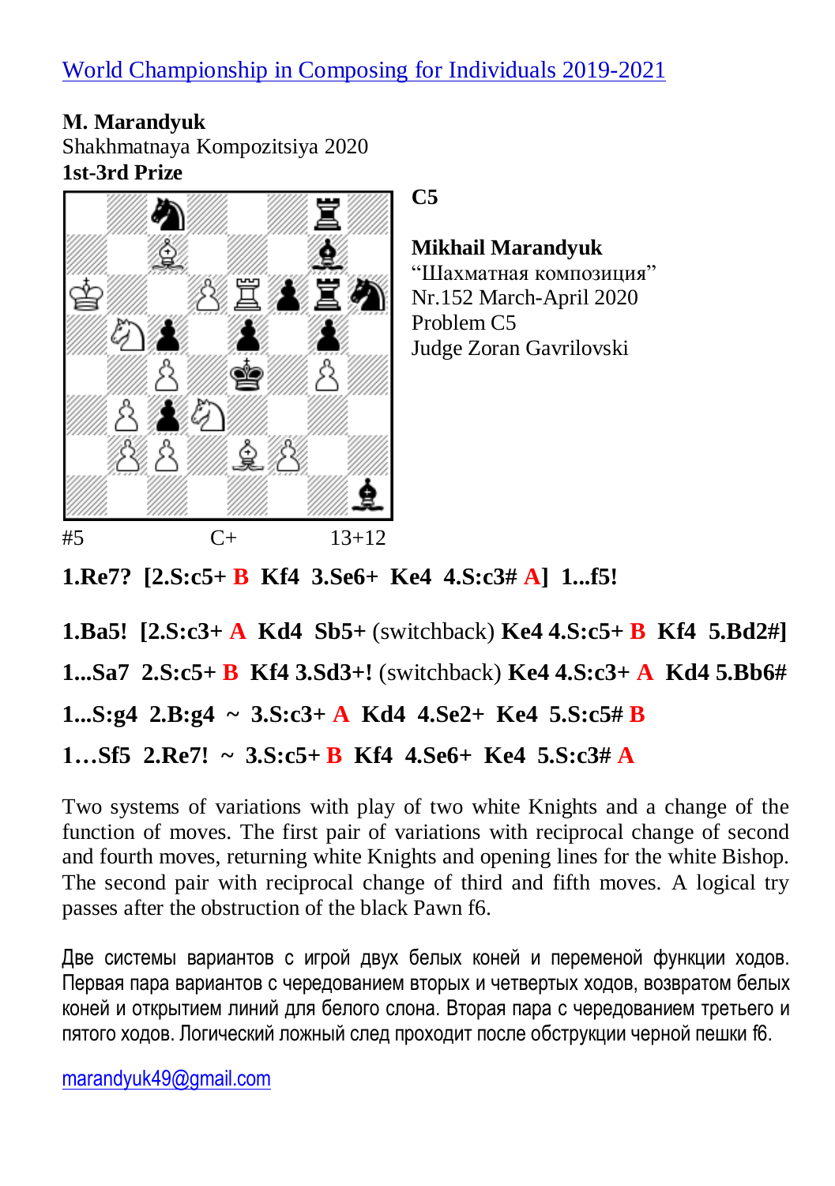[World Championship in Composing for Individuals 2019-2021]

**M. Marandyuk**
Shakhmatnaya Kompozitsiya 2020
**1st-3rd Prize**

**C5**

**Mikhail Marandyuk**
“Шахматная композиция”
Nr.152 March-April 2020
Problem C5
Judge Zoran Gavrilovski

#5 C+ 13+12

**1.Re7? [2.S:c5+ B Kf4 3.Se6+ Ke4 4.S:c3# A] 1...f5!**

**1.Ba5! [2.S:c3+ A Kd4 Sb5+** (switchback) **Ke4 4.S:c5+ B Kf4 5.Bd2#]**

**1...Sa7 2.S:c5+ B Kf4 3.Sd3+!** (switchback) **Ke4 4.S:c3+ A Kd4 5.Bb6#**

**1...S:g4 2.B:g4 ~ 3.S:c3+ A Kd4 4.Se2+ Ke4 5.S:c5# B**

**1…Sf5 2.Re7! ~ 3.S:c5+ B Kf4 4.Se6+ Ke4 5.S:c3# A**

Two systems of variations with play of two white Knights and a change of the function of moves. The first pair of variations with reciprocal change of second and fourth moves, returning white Knights and opening lines for the white Bishop. The second pair with reciprocal change of third and fifth moves. A logical try passes after the obstruction of the black Pawn f6.

Две системы вариантов с игрой двух белых коней и переменой функции ходов. Первая пара вариантов с чередованием вторых и четвертых ходов, возвратом белых коней и открытием линий для белого слона. Вторая пара с чередованием третьего и пятого ходов. Логический ложный след проходит после обструкции черной пешки f6.

marandyuk49@gmail.com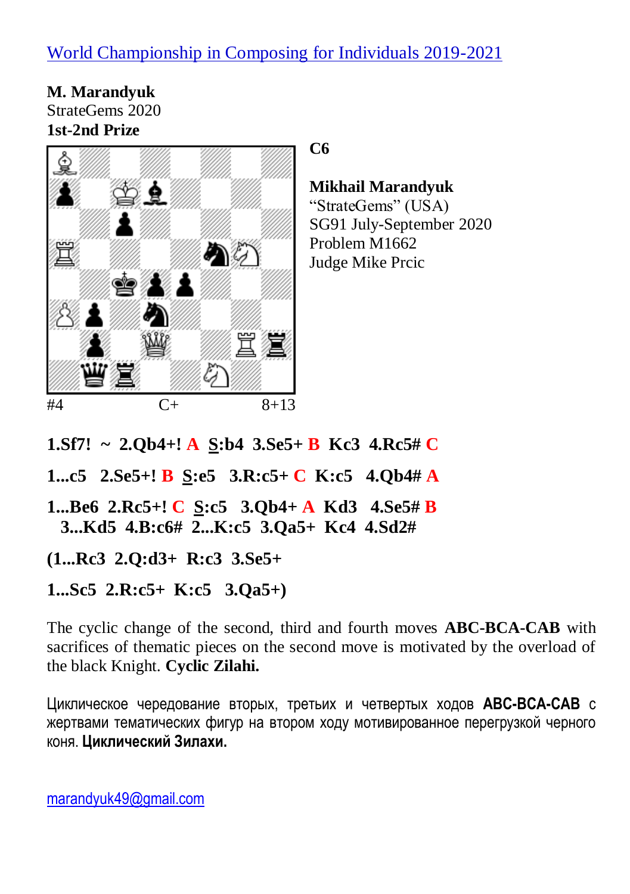[World Championship in Composing for Individuals 2019-2021]

**M. Marandyuk**
StrateGems 2020
**1st-2nd Prize**

**C6**

**Mikhail Marandyuk**
"StrateGems" (USA)
SG91 July-September 2020
Problem M1662
Judge Mike Prcic

#4 C+ 8+13

**1.Sf7! ~ 2.Qb4+! A S:b4 3.Se5+ B Kc3 4.Rc5# C**

**1...c5 2.Se5+! B S:e5 3.R:c5+ C K:c5 4.Qb4# A**

**1...Be6 2.Rc5+! C S:c5 3.Qb4+ A Kd3 4.Se5# B**
**3...Kd5 4.B:c6# 2...K:c5 3.Qa5+ Kc4 4.Sd2#**

**(1...Rc3 2.Q:d3+ R:c3 3.Se5+**

**1...Sc5 2.R:c5+ K:c5 3.Qa5+)**

The cyclic change of the second, third and fourth moves **ABC-BCA-CAB** with sacrifices of thematic pieces on the second move is motivated by the overload of the black Knight. **Cyclic Zilahi.**

Циклическое чередование вторых, третьих и четвертых ходов **ABC-BCA-CAB** с жертвами тематических фигур на втором ходу мотивированное перегрузкой черного коня. **Циклический Зилахи.**

marandyuk49@gmail.com